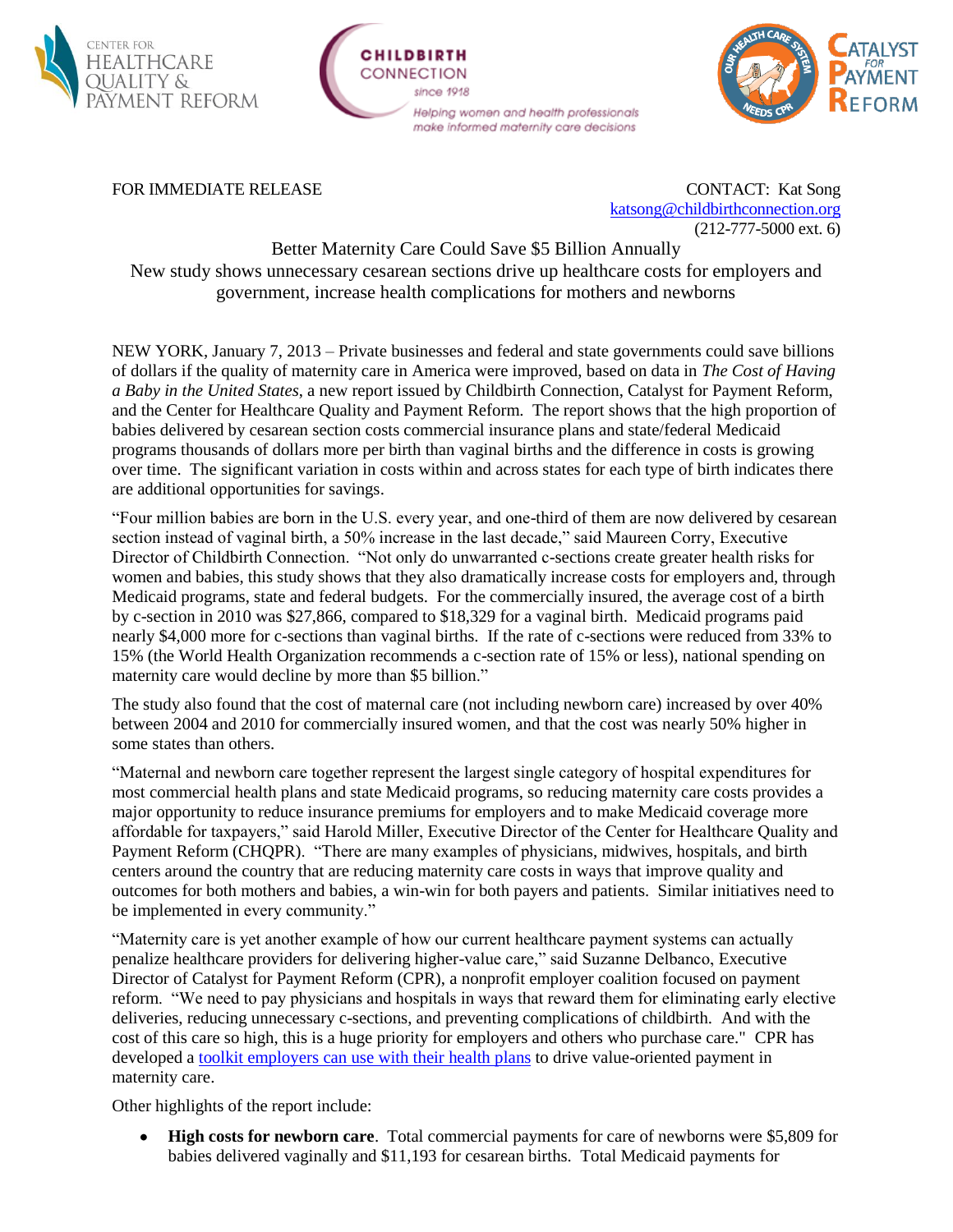CENTER FOR HEALTHCARE QUALITY & PAYMENT REFORM

CHILDBIRTH CONNECTION since 1918 — Helping women and health professionals make informed maternity care decisions

CATALYST FOR PAYMENT REFORM

FOR IMMEDIATE RELEASE

CONTACT: Kat Song
katsong@childbirthconnection.org
(212-777-5000 ext. 6)

# Better Maternity Care Could Save $5 Billion Annually

## New study shows unnecessary cesarean sections drive up healthcare costs for employers and government, increase health complications for mothers and newborns

NEW YORK, January 7, 2013 – Private businesses and federal and state governments could save billions of dollars if the quality of maternity care in America were improved, based on data in *The Cost of Having a Baby in the United States*, a new report issued by Childbirth Connection, Catalyst for Payment Reform, and the Center for Healthcare Quality and Payment Reform. The report shows that the high proportion of babies delivered by cesarean section costs commercial insurance plans and state/federal Medicaid programs thousands of dollars more per birth than vaginal births and the difference in costs is growing over time. The significant variation in costs within and across states for each type of birth indicates there are additional opportunities for savings.

"Four million babies are born in the U.S. every year, and one-third of them are now delivered by cesarean section instead of vaginal birth, a 50% increase in the last decade," said Maureen Corry, Executive Director of Childbirth Connection. "Not only do unwarranted c-sections create greater health risks for women and babies, this study shows that they also dramatically increase costs for employers and, through Medicaid programs, state and federal budgets. For the commercially insured, the average cost of a birth by c-section in 2010 was $27,866, compared to $18,329 for a vaginal birth. Medicaid programs paid nearly $4,000 more for c-sections than vaginal births. If the rate of c-sections were reduced from 33% to 15% (the World Health Organization recommends a c-section rate of 15% or less), national spending on maternity care would decline by more than $5 billion."

The study also found that the cost of maternal care (not including newborn care) increased by over 40% between 2004 and 2010 for commercially insured women, and that the cost was nearly 50% higher in some states than others.

"Maternal and newborn care together represent the largest single category of hospital expenditures for most commercial health plans and state Medicaid programs, so reducing maternity care costs provides a major opportunity to reduce insurance premiums for employers and to make Medicaid coverage more affordable for taxpayers," said Harold Miller, Executive Director of the Center for Healthcare Quality and Payment Reform (CHQPR). "There are many examples of physicians, midwives, hospitals, and birth centers around the country that are reducing maternity care costs in ways that improve quality and outcomes for both mothers and babies, a win-win for both payers and patients. Similar initiatives need to be implemented in every community."

"Maternity care is yet another example of how our current healthcare payment systems can actually penalize healthcare providers for delivering higher-value care," said Suzanne Delbanco, Executive Director of Catalyst for Payment Reform (CPR), a nonprofit employer coalition focused on payment reform. "We need to pay physicians and hospitals in ways that reward them for eliminating early elective deliveries, reducing unnecessary c-sections, and preventing complications of childbirth. And with the cost of this care so high, this is a huge priority for employers and others who purchase care." CPR has developed a toolkit employers can use with their health plans to drive value-oriented payment in maternity care.

Other highlights of the report include:

- **High costs for newborn care**. Total commercial payments for care of newborns were $5,809 for babies delivered vaginally and $11,193 for cesarean births. Total Medicaid payments for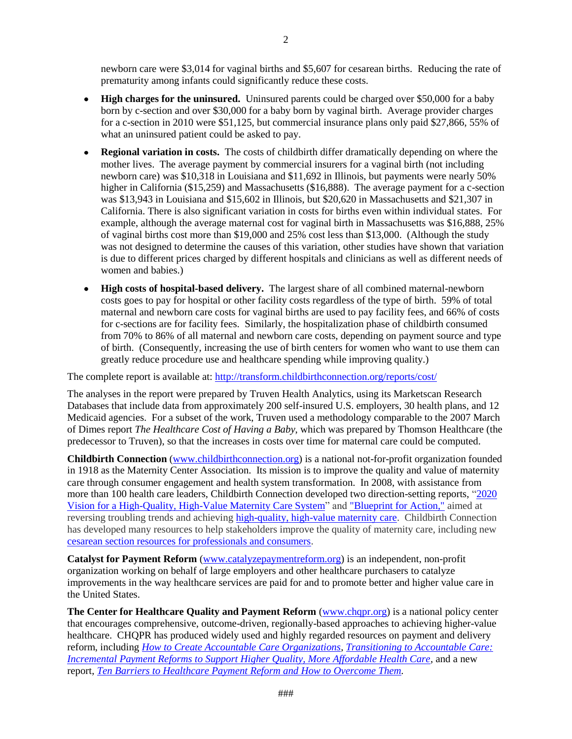newborn care were $3,014 for vaginal births and $5,607 for cesarean births. Reducing the rate of prematurity among infants could significantly reduce these costs.

- **High charges for the uninsured.** Uninsured parents could be charged over $50,000 for a baby born by c-section and over $30,000 for a baby born by vaginal birth. Average provider charges for a c-section in 2010 were $51,125, but commercial insurance plans only paid $27,866, 55% of what an uninsured patient could be asked to pay.

- **Regional variation in costs.** The costs of childbirth differ dramatically depending on where the mother lives. The average payment by commercial insurers for a vaginal birth (not including newborn care) was $10,318 in Louisiana and $11,692 in Illinois, but payments were nearly 50% higher in California ($15,259) and Massachusetts ($16,888). The average payment for a c-section was $13,943 in Louisiana and $15,602 in Illinois, but $20,620 in Massachusetts and $21,307 in California. There is also significant variation in costs for births even within individual states. For example, although the average maternal cost for vaginal birth in Massachusetts was $16,888, 25% of vaginal births cost more than $19,000 and 25% cost less than $13,000. (Although the study was not designed to determine the causes of this variation, other studies have shown that variation is due to different prices charged by different hospitals and clinicians as well as different needs of women and babies.)

- **High costs of hospital-based delivery.** The largest share of all combined maternal-newborn costs goes to pay for hospital or other facility costs regardless of the type of birth. 59% of total maternal and newborn care costs for vaginal births are used to pay facility fees, and 66% of costs for c-sections are for facility fees. Similarly, the hospitalization phase of childbirth consumed from 70% to 86% of all maternal and newborn care costs, depending on payment source and type of birth. (Consequently, increasing the use of birth centers for women who want to use them can greatly reduce procedure use and healthcare spending while improving quality.)

The complete report is available at: http://transform.childbirthconnection.org/reports/cost/

The analyses in the report were prepared by Truven Health Analytics, using its Marketscan Research Databases that include data from approximately 200 self-insured U.S. employers, 30 health plans, and 12 Medicaid agencies. For a subset of the work, Truven used a methodology comparable to the 2007 March of Dimes report *The Healthcare Cost of Having a Baby*, which was prepared by Thomson Healthcare (the predecessor to Truven), so that the increases in costs over time for maternal care could be computed.

**Childbirth Connection** (www.childbirthconnection.org) is a national not-for-profit organization founded in 1918 as the Maternity Center Association. Its mission is to improve the quality and value of maternity care through consumer engagement and health system transformation. In 2008, with assistance from more than 100 health care leaders, Childbirth Connection developed two direction-setting reports, "2020 Vision for a High-Quality, High-Value Maternity Care System" and "Blueprint for Action," aimed at reversing troubling trends and achieving high-quality, high-value maternity care. Childbirth Connection has developed many resources to help stakeholders improve the quality of maternity care, including new cesarean section resources for professionals and consumers.

**Catalyst for Payment Reform** (www.catalyzepaymentreform.org) is an independent, non-profit organization working on behalf of large employers and other healthcare purchasers to catalyze improvements in the way healthcare services are paid for and to promote better and higher value care in the United States.

**The Center for Healthcare Quality and Payment Reform** (www.chqpr.org) is a national policy center that encourages comprehensive, outcome-driven, regionally-based approaches to achieving higher-value healthcare. CHQPR has produced widely used and highly regarded resources on payment and delivery reform, including *How to Create Accountable Care Organizations*, *Transitioning to Accountable Care: Incremental Payment Reforms to Support Higher Quality, More Affordable Health Care*, and a new report, *Ten Barriers to Healthcare Payment Reform and How to Overcome Them.*

###